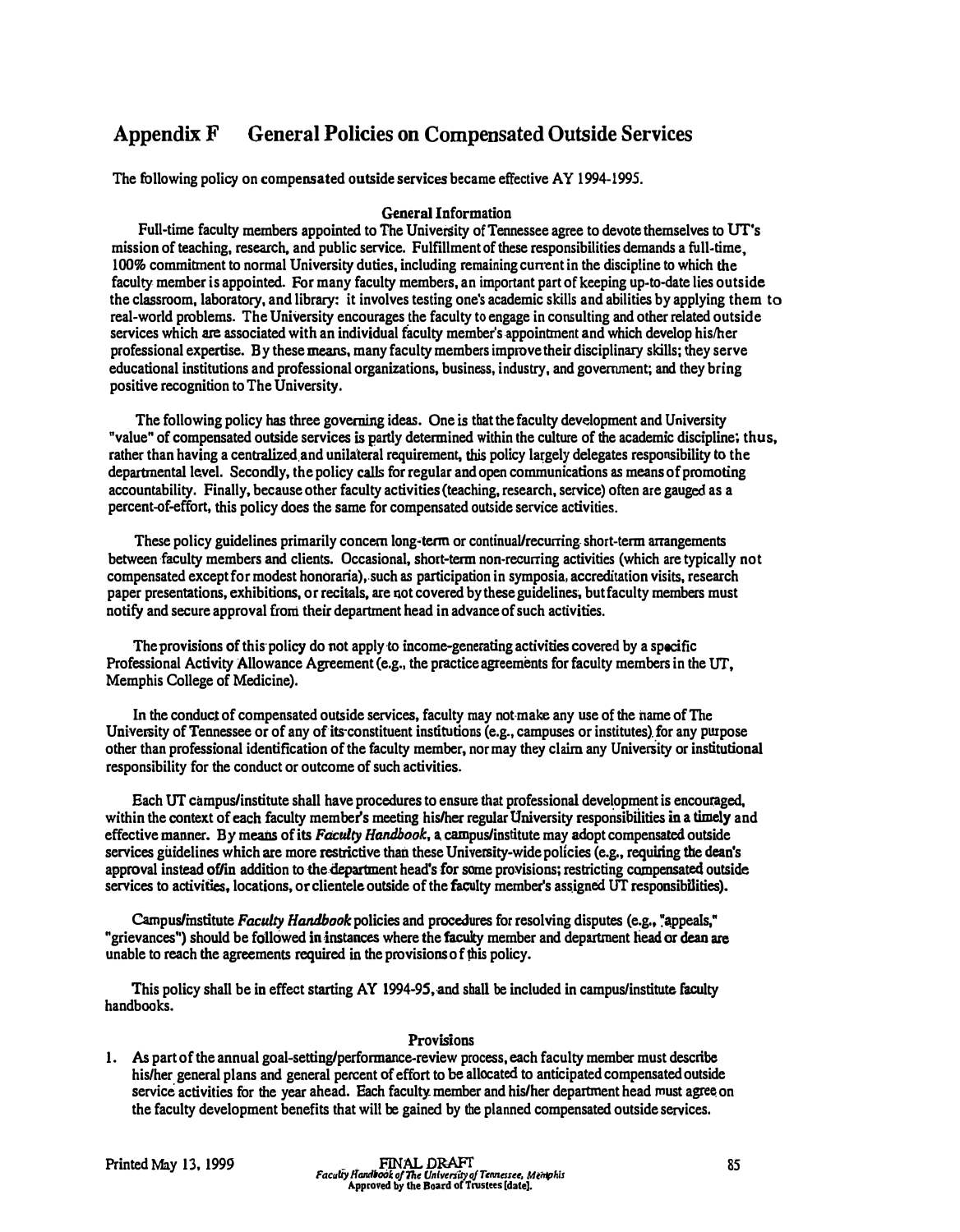# Appendix F General Policies on Compensated Outside Services

The following policy on compensated outside services became effective AY 1994-1995.

### General Information

Full-time faculty members appointed to The University of Tennessee agree to devote themselves to UT's mission of teaching, research, and public service. Fulfillment of these responsibilities demands a full-time, 100% commitment to normal University duties, including remaining current in the discipline to which the faculty member is appointed. For many faculty members, an important part of keeping up-to-date lies outside the classroom, laboratory, and library: it involves testing one's academic skills and abilities by applying them to real-world problems. The University encourages the faculty to engage in consulting and other related outside services which are associated with an individual faculty member's appointment and which develop his/her professional expertise. By these means, many faculty members improve their disciplinary skills; they serve educational institutions and professional organizations, business, industry, and government; and they bring positive recognition to The University.

The following policy has three governing ideas. One is that the faculty development and University "value" of compensated outside services is partly determined within the culture of the academic discipline; thus, rather than having a centralized and unilateral requirement, this policy largely delegates responsibility to the departmental level. Secondly, the policy calls for regular and open communications as means of promoting accountability. Finally, because other faculty activities (teaching, research, service) often are gauged as a percent-of-effort, this policy does the same for compensated outside service activities.

These policy guidelines primarily concern long-term or continual/recurring short-term arrangements between faculty members and clients. Occasional, short-term non-recurring activities (which are typically not compensated except for modest honoraria), such as participation in symposia, accreditation visits, research paper presentations, exhibitions, or recitals, are not covered by these guidelines, but faculty members must notify and secure approval from their department head in advance of such activities.

The provisions of this policy do not apply to income-generating activities covered by a specific Professional Activity Allowance Agreement (e.g., the practice agreements for faculty members in the UT, Memphis College of Medicine).

In the conduct of compensated outside services, faculty may not make any use of the name of The University of Tennessee or of any of its constituent institutions (e.g., campuses or institutes) for any purpose other than professional identification of the faculty member, nor may they claim any University or institutional responsibility for the conduct or outcome of such activities.

Each UT campus/institute shall have procedures to ensure that professional development is encouraged, within the context of each faculty member's meeting his/her regular University responsibilities in a timely and effective manner. By means of its *Faculty Handbook*, a campus/institute may adopt compensated outside services guidelines which are more restrictive than these University-wide policies (e.g., requiring the dean's approval instead of/in addition to the department head's for some provisions; restricting compensated outside services to activities, locations, or clientele outside of the faculty member's assigned UT responsibilities).

Campus/institute *Faculty Handbook* policies and procedures for resolving disputes (e.g., "appeals," "grievances") should be followed in instances where the faculty member and department head or dean are unable to reach the agreements required in the provisions of this policy.

This policy shall be in effect starting AY 1994-95, and shall be included in campus/institute faculty handbooks.

### Provisions

1. As part of the annual goal-setting/performance-review process, each faculty member must describe his/her general plans and general percent of effort to be allocated to anticipated compensated outside service activities for the year ahead. Each faculty member and his/her department head must agree on the faculty development benefits that will be gained by the planned compensated outside services.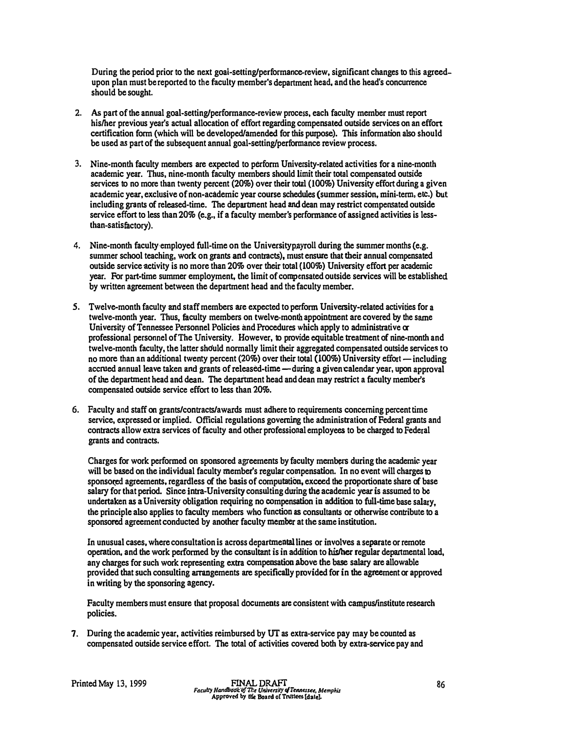During the period prior to the next goal-setting/performance-review, significant changes to this agreed-upon plan must be reported to the faculty member's department head, and the head's concurrence should be sought.

2. As part of the annual goal-setting/performance-review process, each faculty member must report his/her previous year's actual allocation of effort regarding compensated outside services on an effort certification form (which will be developed/amended for this purpose). This information also should be used as part of the subsequent annual goal-setting/performance review process.

3. Nine-month faculty members are expected to perform University-related activities for a nine-month academic year. Thus, nine-month faculty members should limit their total compensated outside services to no more than twenty percent (20%) over their total (100%) University effort during a given academic year, exclusive of non-academic year course schedules (summer session, mini-term, etc.) but including grants of released-time. The department head and dean may restrict compensated outside service effort to less than 20% (e.g., if a faculty member's performance of assigned activities is less-than-satisfactory).

4. Nine-month faculty employed full-time on the University payroll during the summer months (e.g. summer school teaching, work on grants and contracts), must ensure that their annual compensated outside service activity is no more than 20% over their total (100%) University effort per academic year. For part-time summer employment, the limit of compensated outside services will be established by written agreement between the department head and the faculty member.

5. Twelve-month faculty and staff members are expected to perform University-related activities for a twelve-month year. Thus, faculty members on twelve-month appointment are covered by the same University of Tennessee Personnel Policies and Procedures which apply to administrative or professional personnel of The University. However, to provide equitable treatment of nine-month and twelve-month faculty, the latter should normally limit their aggregated compensated outside services to no more than an additional twenty percent (20%) over their total (100%) University effort — including accrued annual leave taken and grants of released-time — during a given calendar year, upon approval of the department head and dean. The department head and dean may restrict a faculty member's compensated outside service effort to less than 20%.

6. Faculty and staff on grants/contracts/awards must adhere to requirements concerning percent time service, expressed or implied. Official regulations governing the administration of Federal grants and contracts allow extra services of faculty and other professional employees to be charged to Federal grants and contracts.

   Charges for work performed on sponsored agreements by faculty members during the academic year will be based on the individual faculty member's regular compensation. In no event will charges to sponsored agreements, regardless of the basis of computation, exceed the proportionate share of base salary for that period. Since intra-University consulting during the academic year is assumed to be undertaken as a University obligation requiring no compensation in addition to full-time base salary, the principle also applies to faculty members who function as consultants or otherwise contribute to a sponsored agreement conducted by another faculty member at the same institution.

   In unusual cases, where consultation is across departmental lines or involves a separate or remote operation, and the work performed by the consultant is in addition to his/her regular departmental load, any charges for such work representing extra compensation above the base salary are allowable provided that such consulting arrangements are specifically provided for in the agreement or approved in writing by the sponsoring agency.

   Faculty members must ensure that proposal documents are consistent with campus/institute research policies.

7. During the academic year, activities reimbursed by UT as extra-service pay may be counted as compensated outside service effort. The total of activities covered both by extra-service pay and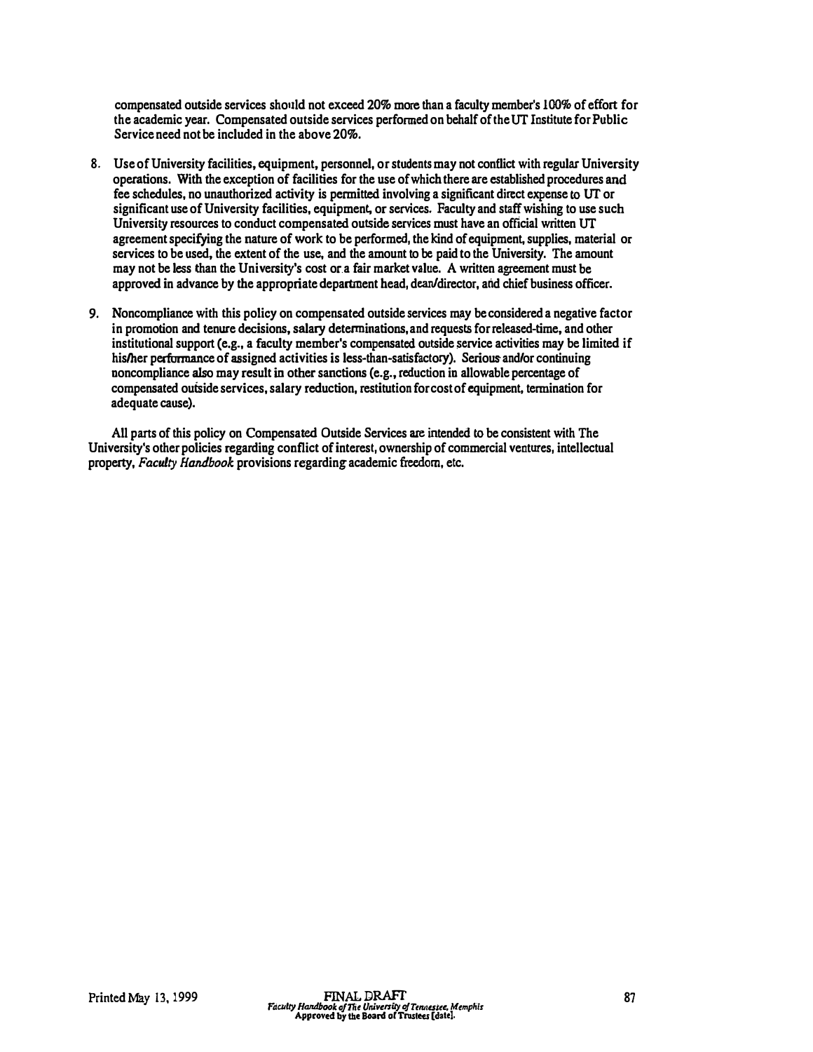compensated outside services should not exceed 20% more than a faculty member's 100% of effort for the academic year. Compensated outside services performed on behalf of the UT Institute for Public Service need not be included in the above 20%.

8. Use of University facilities, equipment, personnel, or students may not conflict with regular University operations. With the exception of facilities for the use of which there are established procedures and fee schedules, no unauthorized activity is permitted involving a significant direct expense to UT or significant use of University facilities, equipment, or services. Faculty and staff wishing to use such University resources to conduct compensated outside services must have an official written UT agreement specifying the nature of work to be performed, the kind of equipment, supplies, material or services to be used, the extent of the use, and the amount to be paid to the University. The amount may not be less than the University's cost or a fair market value. A written agreement must be approved in advance by the appropriate department head, dean/director, and chief business officer.

9. Noncompliance with this policy on compensated outside services may be considered a negative factor in promotion and tenure decisions, salary determinations, and requests for released-time, and other institutional support (e.g., a faculty member's compensated outside service activities may be limited if his/her performance of assigned activities is less-than-satisfactory). Serious and/or continuing noncompliance also may result in other sanctions (e.g., reduction in allowable percentage of compensated outside services, salary reduction, restitution for cost of equipment, termination for adequate cause).

All parts of this policy on Compensated Outside Services are intended to be consistent with The University's other policies regarding conflict of interest, ownership of commercial ventures, intellectual property, *Faculty Handbook* provisions regarding academic freedom, etc.